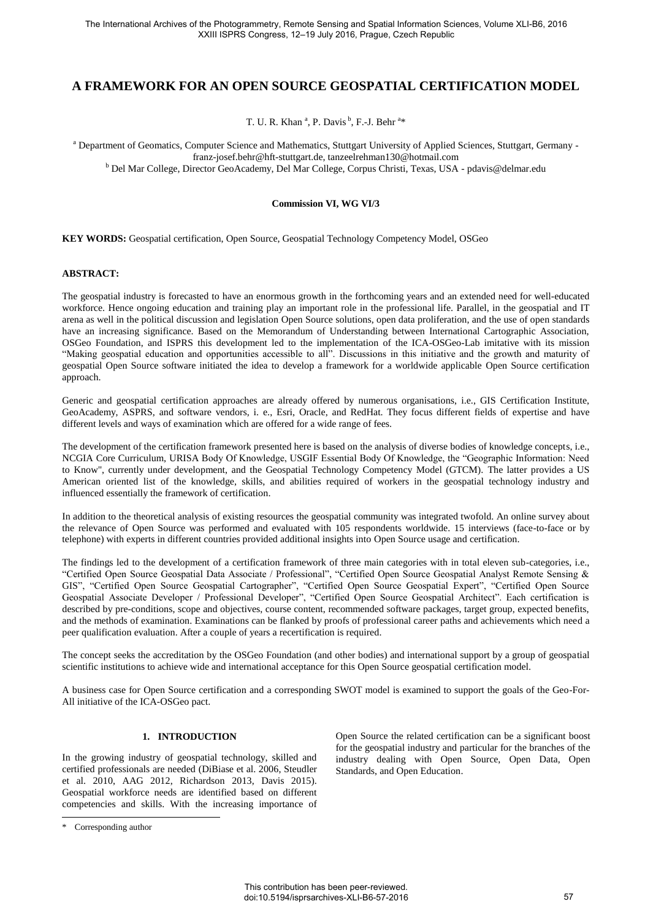# A FRAMEWORK FOR AN OPEN SOURCE GEOSPATIAL CERTIFICATION MODEL

T. U. R. Khan [a], P. Davis [b], F.-J. Behr [a]*

[a] Department of Geomatics, Computer Science and Mathematics, Stuttgart University of Applied Sciences, Stuttgart, Germany - franz-josef.behr@hft-stuttgart.de, tanzeelrehman130@hotmail.com

[b] Del Mar College, Director GeoAcademy, Del Mar College, Corpus Christi, Texas, USA - pdavis@delmar.edu

**Commission VI, WG VI/3**

**KEY WORDS:** Geospatial certification, Open Source, Geospatial Technology Competency Model, OSGeo

**ABSTRACT:**

The geospatial industry is forecasted to have an enormous growth in the forthcoming years and an extended need for well-educated workforce. Hence ongoing education and training play an important role in the professional life. Parallel, in the geospatial and IT arena as well in the political discussion and legislation Open Source solutions, open data proliferation, and the use of open standards have an increasing significance. Based on the Memorandum of Understanding between International Cartographic Association, OSGeo Foundation, and ISPRS this development led to the implementation of the ICA-OSGeo-Lab imitative with its mission "Making geospatial education and opportunities accessible to all". Discussions in this initiative and the growth and maturity of geospatial Open Source software initiated the idea to develop a framework for a worldwide applicable Open Source certification approach.

Generic and geospatial certification approaches are already offered by numerous organisations, i.e., GIS Certification Institute, GeoAcademy, ASPRS, and software vendors, i. e., Esri, Oracle, and RedHat. They focus different fields of expertise and have different levels and ways of examination which are offered for a wide range of fees.

The development of the certification framework presented here is based on the analysis of diverse bodies of knowledge concepts, i.e., NCGIA Core Curriculum, URISA Body Of Knowledge, USGIF Essential Body Of Knowledge, the "Geographic Information: Need to Know", currently under development, and the Geospatial Technology Competency Model (GTCM). The latter provides a US American oriented list of the knowledge, skills, and abilities required of workers in the geospatial technology industry and influenced essentially the framework of certification.

In addition to the theoretical analysis of existing resources the geospatial community was integrated twofold. An online survey about the relevance of Open Source was performed and evaluated with 105 respondents worldwide. 15 interviews (face-to-face or by telephone) with experts in different countries provided additional insights into Open Source usage and certification.

The findings led to the development of a certification framework of three main categories with in total eleven sub-categories, i.e., "Certified Open Source Geospatial Data Associate / Professional", "Certified Open Source Geospatial Analyst Remote Sensing & GIS", "Certified Open Source Geospatial Cartographer", "Certified Open Source Geospatial Expert", "Certified Open Source Geospatial Associate Developer / Professional Developer", "Certified Open Source Geospatial Architect". Each certification is described by pre-conditions, scope and objectives, course content, recommended software packages, target group, expected benefits, and the methods of examination. Examinations can be flanked by proofs of professional career paths and achievements which need a peer qualification evaluation. After a couple of years a recertification is required.

The concept seeks the accreditation by the OSGeo Foundation (and other bodies) and international support by a group of geospatial scientific institutions to achieve wide and international acceptance for this Open Source geospatial certification model.

A business case for Open Source certification and a corresponding SWOT model is examined to support the goals of the Geo-For-All initiative of the ICA-OSGeo pact.

## 1. INTRODUCTION

In the growing industry of geospatial technology, skilled and certified professionals are needed (DiBiase et al. 2006, Steudler et al. 2010, AAG 2012, Richardson 2013, Davis 2015). Geospatial workforce needs are identified based on different competencies and skills. With the increasing importance of Open Source the related certification can be a significant boost for the geospatial industry and particular for the branches of the industry dealing with Open Source, Open Data, Open Standards, and Open Education.

* Corresponding author

This contribution has been peer-reviewed.
doi:10.5194/isprsarchives-XLI-B6-57-2016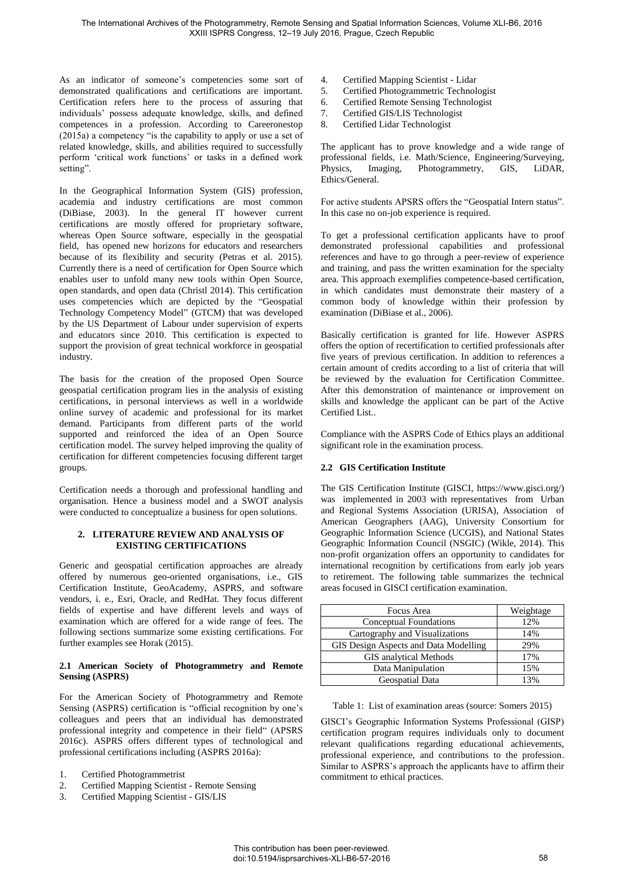As an indicator of someone's competencies some sort of demonstrated qualifications and certifications are important. Certification refers here to the process of assuring that individuals' possess adequate knowledge, skills, and defined competences in a profession. According to Careeronestop (2015a) a competency "is the capability to apply or use a set of related knowledge, skills, and abilities required to successfully perform 'critical work functions' or tasks in a defined work setting".

In the Geographical Information System (GIS) profession, academia and industry certifications are most common (DiBiase, 2003). In the general IT however current certifications are mostly offered for proprietary software, whereas Open Source software, especially in the geospatial field, has opened new horizons for educators and researchers because of its flexibility and security (Petras et al. 2015). Currently there is a need of certification for Open Source which enables user to unfold many new tools within Open Source, open standards, and open data (Christl 2014). This certification uses competencies which are depicted by the "Geospatial Technology Competency Model" (GTCM) that was developed by the US Department of Labour under supervision of experts and educators since 2010. This certification is expected to support the provision of great technical workforce in geospatial industry.

The basis for the creation of the proposed Open Source geospatial certification program lies in the analysis of existing certifications, in personal interviews as well in a worldwide online survey of academic and professional for its market demand. Participants from different parts of the world supported and reinforced the idea of an Open Source certification model. The survey helped improving the quality of certification for different competencies focusing different target groups.

Certification needs a thorough and professional handling and organisation. Hence a business model and a SWOT analysis were conducted to conceptualize a business for open solutions.

## 2. LITERATURE REVIEW AND ANALYSIS OF EXISTING CERTIFICATIONS

Generic and geospatial certification approaches are already offered by numerous geo-oriented organisations, i.e., GIS Certification Institute, GeoAcademy, ASPRS, and software vendors, i. e., Esri, Oracle, and RedHat. They focus different fields of expertise and have different levels and ways of examination which are offered for a wide range of fees. The following sections summarize some existing certifications. For further examples see Horak (2015).

### 2.1 American Society of Photogrammetry and Remote Sensing (ASPRS)

For the American Society of Photogrammetry and Remote Sensing (ASPRS) certification is "official recognition by one's colleagues and peers that an individual has demonstrated professional integrity and competence in their field" (APSRS 2016c). ASPRS offers different types of technological and professional certifications including (ASPRS 2016a):

1. Certified Photogrammetrist
2. Certified Mapping Scientist - Remote Sensing
3. Certified Mapping Scientist - GIS/LIS
4. Certified Mapping Scientist - Lidar
5. Certified Photogrammetric Technologist
6. Certified Remote Sensing Technologist
7. Certified GIS/LIS Technologist
8. Certified Lidar Technologist

The applicant has to prove knowledge and a wide range of professional fields, i.e. Math/Science, Engineering/Surveying, Physics, Imaging, Photogrammetry, GIS, LiDAR, Ethics/General.

For active students APSRS offers the "Geospatial Intern status". In this case no on-job experience is required.

To get a professional certification applicants have to proof demonstrated professional capabilities and professional references and have to go through a peer-review of experience and training, and pass the written examination for the specialty area. This approach exemplifies competence-based certification, in which candidates must demonstrate their mastery of a common body of knowledge within their profession by examination (DiBiase et al., 2006).

Basically certification is granted for life. However ASPRS offers the option of recertification to certified professionals after five years of previous certification. In addition to references a certain amount of credits according to a list of criteria that will be reviewed by the evaluation for Certification Committee. After this demonstration of maintenance or improvement on skills and knowledge the applicant can be part of the Active Certified List..

Compliance with the ASPRS Code of Ethics plays an additional significant role in the examination process.

### 2.2 GIS Certification Institute

The GIS Certification Institute (GISCI, https://www.gisci.org/) was implemented in 2003 with representatives from Urban and Regional Systems Association (URISA), Association of American Geographers (AAG), University Consortium for Geographic Information Science (UCGIS), and National States Geographic Information Council (NSGIC) (Wikle, 2014). This non-profit organization offers an opportunity to candidates for international recognition by certifications from early job years to retirement. The following table summarizes the technical areas focused in GISCI certification examination.

| Focus Area | Weightage |
|---|---|
| Conceptual Foundations | 12% |
| Cartography and Visualizations | 14% |
| GIS Design Aspects and Data Modelling | 29% |
| GIS analytical Methods | 17% |
| Data Manipulation | 15% |
| Geospatial Data | 13% |

Table 1: List of examination areas (source: Somers 2015)

GISCI's Geographic Information Systems Professional (GISP) certification program requires individuals only to document relevant qualifications regarding educational achievements, professional experience, and contributions to the profession. Similar to ASPRS's approach the applicants have to affirm their commitment to ethical practices.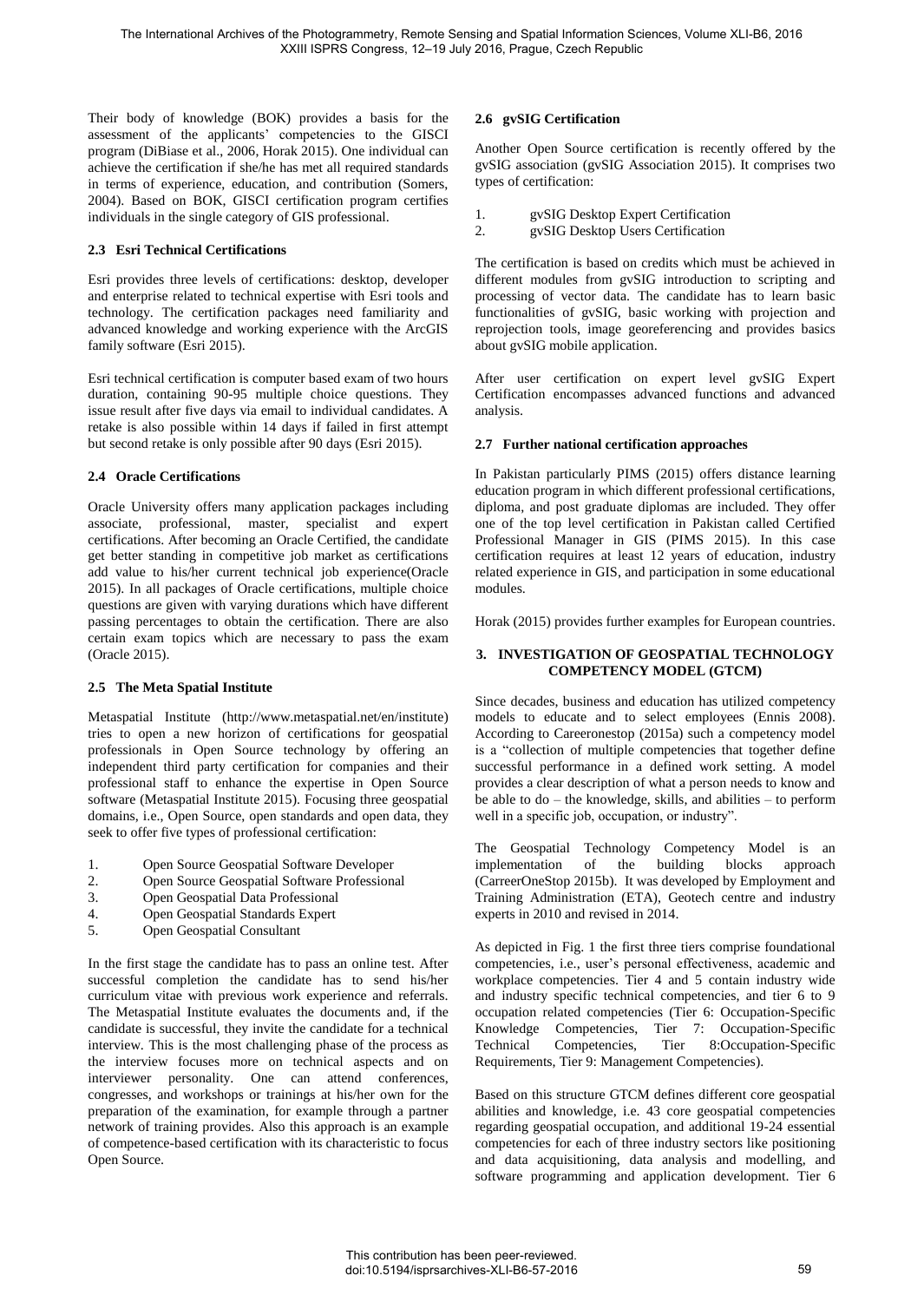Their body of knowledge (BOK) provides a basis for the assessment of the applicants' competencies to the GISCI program (DiBiase et al., 2006, Horak 2015). One individual can achieve the certification if she/he has met all required standards in terms of experience, education, and contribution (Somers, 2004). Based on BOK, GISCI certification program certifies individuals in the single category of GIS professional.

### 2.3 Esri Technical Certifications

Esri provides three levels of certifications: desktop, developer and enterprise related to technical expertise with Esri tools and technology. The certification packages need familiarity and advanced knowledge and working experience with the ArcGIS family software (Esri 2015).

Esri technical certification is computer based exam of two hours duration, containing 90-95 multiple choice questions. They issue result after five days via email to individual candidates. A retake is also possible within 14 days if failed in first attempt but second retake is only possible after 90 days (Esri 2015).

### 2.4 Oracle Certifications

Oracle University offers many application packages including associate, professional, master, specialist and expert certifications. After becoming an Oracle Certified, the candidate get better standing in competitive job market as certifications add value to his/her current technical job experience(Oracle 2015). In all packages of Oracle certifications, multiple choice questions are given with varying durations which have different passing percentages to obtain the certification. There are also certain exam topics which are necessary to pass the exam (Oracle 2015).

### 2.5 The Meta Spatial Institute

Metaspatial Institute (http://www.metaspatial.net/en/institute) tries to open a new horizon of certifications for geospatial professionals in Open Source technology by offering an independent third party certification for companies and their professional staff to enhance the expertise in Open Source software (Metaspatial Institute 2015). Focusing three geospatial domains, i.e., Open Source, open standards and open data, they seek to offer five types of professional certification:

1. Open Source Geospatial Software Developer
2. Open Source Geospatial Software Professional
3. Open Geospatial Data Professional
4. Open Geospatial Standards Expert
5. Open Geospatial Consultant

In the first stage the candidate has to pass an online test. After successful completion the candidate has to send his/her curriculum vitae with previous work experience and referrals. The Metaspatial Institute evaluates the documents and, if the candidate is successful, they invite the candidate for a technical interview. This is the most challenging phase of the process as the interview focuses more on technical aspects and on interviewer personality. One can attend conferences, congresses, and workshops or trainings at his/her own for the preparation of the examination, for example through a partner network of training provides. Also this approach is an example of competence-based certification with its characteristic to focus Open Source.

### 2.6 gvSIG Certification

Another Open Source certification is recently offered by the gvSIG association (gvSIG Association 2015). It comprises two types of certification:

1. gvSIG Desktop Expert Certification
2. gvSIG Desktop Users Certification

The certification is based on credits which must be achieved in different modules from gvSIG introduction to scripting and processing of vector data. The candidate has to learn basic functionalities of gvSIG, basic working with projection and reprojection tools, image georeferencing and provides basics about gvSIG mobile application.

After user certification on expert level gvSIG Expert Certification encompasses advanced functions and advanced analysis.

### 2.7 Further national certification approaches

In Pakistan particularly PIMS (2015) offers distance learning education program in which different professional certifications, diploma, and post graduate diplomas are included. They offer one of the top level certification in Pakistan called Certified Professional Manager in GIS (PIMS 2015). In this case certification requires at least 12 years of education, industry related experience in GIS, and participation in some educational modules.

Horak (2015) provides further examples for European countries.

## 3. INVESTIGATION OF GEOSPATIAL TECHNOLOGY COMPETENCY MODEL (GTCM)

Since decades, business and education has utilized competency models to educate and to select employees (Ennis 2008). According to Careeronestop (2015a) such a competency model is a "collection of multiple competencies that together define successful performance in a defined work setting. A model provides a clear description of what a person needs to know and be able to do – the knowledge, skills, and abilities – to perform well in a specific job, occupation, or industry".

The Geospatial Technology Competency Model is an implementation of the building blocks approach (CarreerOneStop 2015b). It was developed by Employment and Training Administration (ETA), Geotech centre and industry experts in 2010 and revised in 2014.

As depicted in Fig. 1 the first three tiers comprise foundational competencies, i.e., user's personal effectiveness, academic and workplace competencies. Tier 4 and 5 contain industry wide and industry specific technical competencies, and tier 6 to 9 occupation related competencies (Tier 6: Occupation-Specific Knowledge Competencies, Tier 7: Occupation-Specific Technical Competencies, Tier 8:Occupation-Specific Requirements, Tier 9: Management Competencies).

Based on this structure GTCM defines different core geospatial abilities and knowledge, i.e. 43 core geospatial competencies regarding geospatial occupation, and additional 19-24 essential competencies for each of three industry sectors like positioning and data acquisitioning, data analysis and modelling, and software programming and application development. Tier 6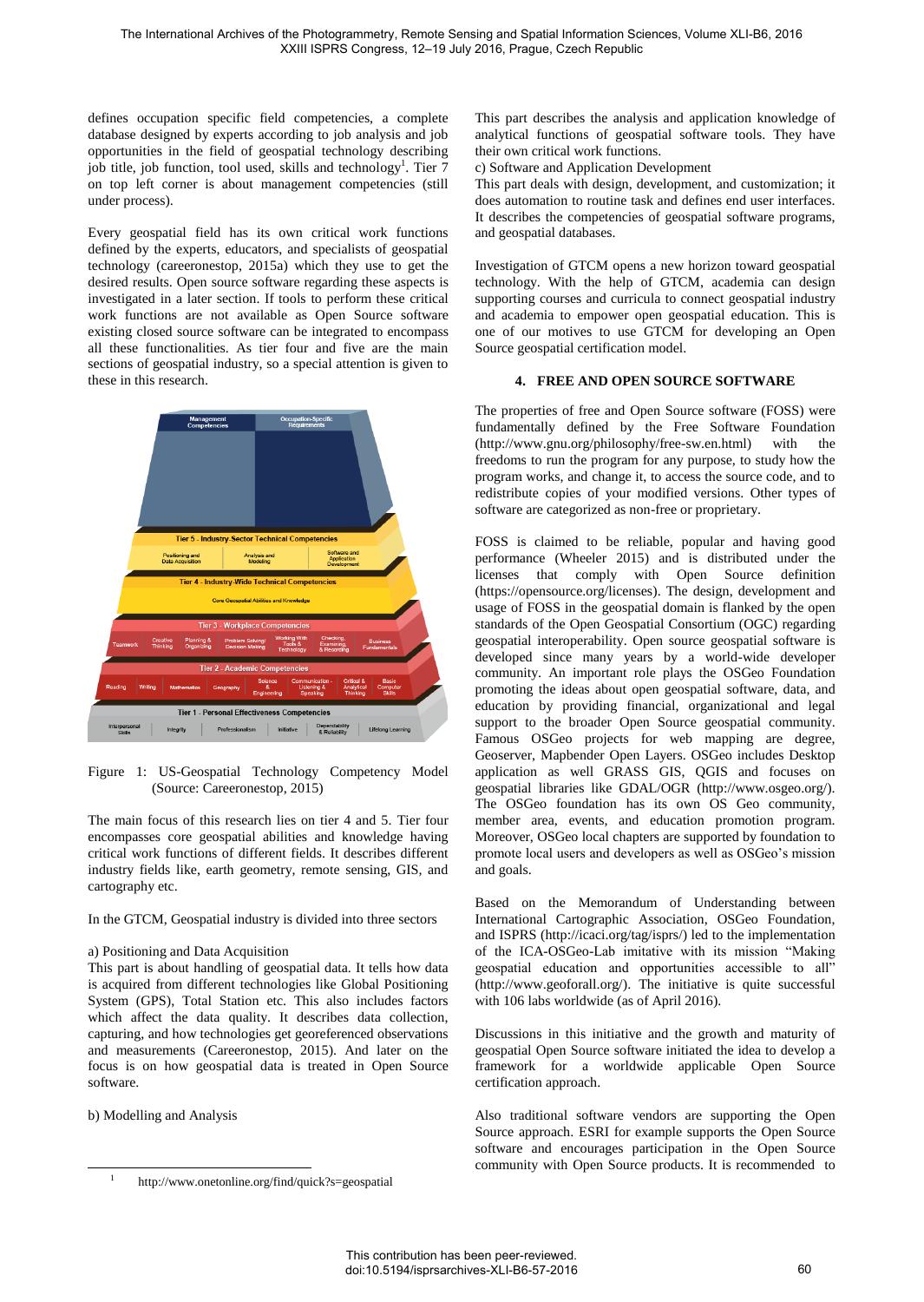defines occupation specific field competencies, a complete database designed by experts according to job analysis and job opportunities in the field of geospatial technology describing job title, job function, tool used, skills and technology[1]. Tier 7 on top left corner is about management competencies (still under process).

Every geospatial field has its own critical work functions defined by the experts, educators, and specialists of geospatial technology (careeronestop, 2015a) which they use to get the desired results. Open source software regarding these aspects is investigated in a later section. If tools to perform these critical work functions are not available as Open Source software existing closed source software can be integrated to encompass all these functionalities. As tier four and five are the main sections of geospatial industry, so a special attention is given to these in this research.

Figure 1: US-Geospatial Technology Competency Model (Source: Careeronestop, 2015)

The main focus of this research lies on tier 4 and 5. Tier four encompasses core geospatial abilities and knowledge having critical work functions of different fields. It describes different industry fields like, earth geometry, remote sensing, GIS, and cartography etc.

In the GTCM, Geospatial industry is divided into three sectors

a) Positioning and Data Acquisition
This part is about handling of geospatial data. It tells how data is acquired from different technologies like Global Positioning System (GPS), Total Station etc. This also includes factors which affect the data quality. It describes data collection, capturing, and how technologies get georeferenced observations and measurements (Careeronestop, 2015). And later on the focus is on how geospatial data is treated in Open Source software.

b) Modelling and Analysis
This part describes the analysis and application knowledge of analytical functions of geospatial software tools. They have their own critical work functions.

c) Software and Application Development
This part deals with design, development, and customization; it does automation to routine task and defines end user interfaces. It describes the competencies of geospatial software programs, and geospatial databases.

Investigation of GTCM opens a new horizon toward geospatial technology. With the help of GTCM, academia can design supporting courses and curricula to connect geospatial industry and academia to empower open geospatial education. This is one of our motives to use GTCM for developing an Open Source geospatial certification model.

## 4. FREE AND OPEN SOURCE SOFTWARE

The properties of free and Open Source software (FOSS) were fundamentally defined by the Free Software Foundation (http://www.gnu.org/philosophy/free-sw.en.html) with the freedoms to run the program for any purpose, to study how the program works, and change it, to access the source code, and to redistribute copies of your modified versions. Other types of software are categorized as non-free or proprietary.

FOSS is claimed to be reliable, popular and having good performance (Wheeler 2015) and is distributed under the licenses that comply with Open Source definition (https://opensource.org/licenses). The design, development and usage of FOSS in the geospatial domain is flanked by the open standards of the Open Geospatial Consortium (OGC) regarding geospatial interoperability. Open source geospatial software is developed since many years by a world-wide developer community. An important role plays the OSGeo Foundation promoting the ideas about open geospatial software, data, and education by providing financial, organizational and legal support to the broader Open Source geospatial community. Famous OSGeo projects for web mapping are degree, Geoserver, Mapbender Open Layers. OSGeo includes Desktop application as well GRASS GIS, QGIS and focuses on geospatial libraries like GDAL/OGR (http://www.osgeo.org/). The OSGeo foundation has its own OS Geo community, member area, events, and education promotion program. Moreover, OSGeo local chapters are supported by foundation to promote local users and developers as well as OSGeo's mission and goals.

Based on the Memorandum of Understanding between International Cartographic Association, OSGeo Foundation, and ISPRS (http://icaci.org/tag/isprs/) led to the implementation of the ICA-OSGeo-Lab imitative with its mission "Making geospatial education and opportunities accessible to all" (http://www.geoforall.org/). The initiative is quite successful with 106 labs worldwide (as of April 2016).

Discussions in this initiative and the growth and maturity of geospatial Open Source software initiated the idea to develop a framework for a worldwide applicable Open Source certification approach.

Also traditional software vendors are supporting the Open Source approach. ESRI for example supports the Open Source software and encourages participation in the Open Source community with Open Source products. It is recommended to

[1] http://www.onetonline.org/find/quick?s=geospatial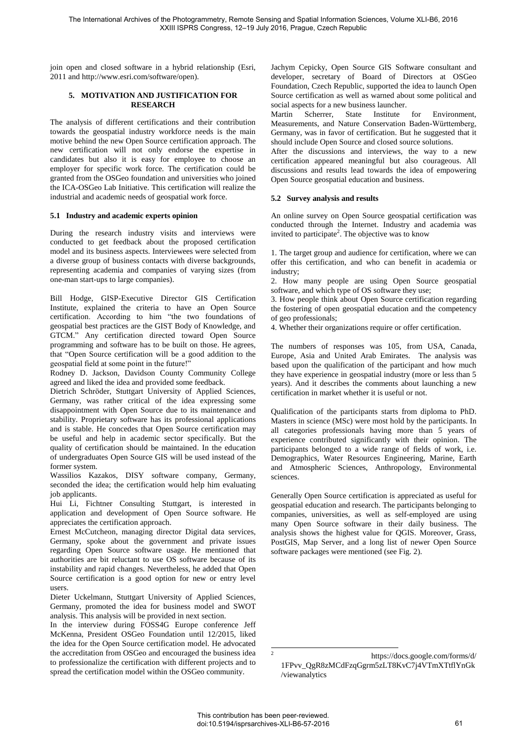join open and closed software in a hybrid relationship (Esri, 2011 and http://www.esri.com/software/open).

## 5. MOTIVATION AND JUSTIFICATION FOR RESEARCH

The analysis of different certifications and their contribution towards the geospatial industry workforce needs is the main motive behind the new Open Source certification approach. The new certification will not only endorse the expertise in candidates but also it is easy for employee to choose an employer for specific work force. The certification could be granted from the OSGeo foundation and universities who joined the ICA-OSGeo Lab Initiative. This certification will realize the industrial and academic needs of geospatial work force.

### 5.1 Industry and academic experts opinion

During the research industry visits and interviews were conducted to get feedback about the proposed certification model and its business aspects. Interviewees were selected from a diverse group of business contacts with diverse backgrounds, representing academia and companies of varying sizes (from one-man start-ups to large companies).

Bill Hodge, GISP-Executive Director GIS Certification Institute, explained the criteria to have an Open Source certification. According to him "the two foundations of geospatial best practices are the GIST Body of Knowledge, and GTCM." Any certification directed toward Open Source programming and software has to be built on those. He agrees, that "Open Source certification will be a good addition to the geospatial field at some point in the future!"

Rodney D. Jackson, Davidson County Community College agreed and liked the idea and provided some feedback.

Dietrich Schröder, Stuttgart University of Applied Sciences, Germany, was rather critical of the idea expressing some disappointment with Open Source due to its maintenance and stability. Proprietary software has its professional applications and is stable. He concedes that Open Source certification may be useful and help in academic sector specifically. But the quality of certification should be maintained. In the education of undergraduates Open Source GIS will be used instead of the former system.

Wassilios Kazakos, DISY software company, Germany, seconded the idea; the certification would help him evaluating job applicants.

Hui Li, Fichtner Consulting Stuttgart, is interested in application and development of Open Source software. He appreciates the certification approach.

Ernest McCutcheon, managing director Digital data services, Germany, spoke about the government and private issues regarding Open Source software usage. He mentioned that authorities are bit reluctant to use OS software because of its instability and rapid changes. Nevertheless, he added that Open Source certification is a good option for new or entry level users.

Dieter Uckelmann, Stuttgart University of Applied Sciences, Germany, promoted the idea for business model and SWOT analysis. This analysis will be provided in next section.

In the interview during FOSS4G Europe conference Jeff McKenna, President OSGeo Foundation until 12/2015, liked the idea for the Open Source certification model. He advocated the accreditation from OSGeo and encouraged the business idea to professionalize the certification with different projects and to spread the certification model within the OSGeo community.

Jachym Cepicky, Open Source GIS Software consultant and developer, secretary of Board of Directors at OSGeo Foundation, Czech Republic, supported the idea to launch Open Source certification as well as warned about some political and social aspects for a new business launcher.

Martin Scherrer, State Institute for Environment, Measurements, and Nature Conservation Baden-Württemberg, Germany, was in favor of certification. But he suggested that it should include Open Source and closed source solutions.

After the discussions and interviews, the way to a new certification appeared meaningful but also courageous. All discussions and results lead towards the idea of empowering Open Source geospatial education and business.

### 5.2 Survey analysis and results

An online survey on Open Source geospatial certification was conducted through the Internet. Industry and academia was invited to participate[2]. The objective was to know

1. The target group and audience for certification, where we can offer this certification, and who can benefit in academia or industry;
2. How many people are using Open Source geospatial software, and which type of OS software they use;
3. How people think about Open Source certification regarding the fostering of open geospatial education and the competency of geo professionals;
4. Whether their organizations require or offer certification.

The numbers of responses was 105, from USA, Canada, Europe, Asia and United Arab Emirates. The analysis was based upon the qualification of the participant and how much they have experience in geospatial industry (more or less than 5 years). And it describes the comments about launching a new certification in market whether it is useful or not.

Qualification of the participants starts from diploma to PhD. Masters in science (MSc) were most hold by the participants. In all categories professionals having more than 5 years of experience contributed significantly with their opinion. The participants belonged to a wide range of fields of work, i.e. Demographics, Water Resources Engineering, Marine, Earth and Atmospheric Sciences, Anthropology, Environmental sciences.

Generally Open Source certification is appreciated as useful for geospatial education and research. The participants belonging to companies, universities, as well as self-employed are using many Open Source software in their daily business. The analysis shows the highest value for QGIS. Moreover, Grass, PostGIS, Map Server, and a long list of newer Open Source software packages were mentioned (see Fig. 2).

[2] https://docs.google.com/forms/d/1FPvv_QgR8zMCdFzqGgrm5zLT8KvC7j4VTmXTtflYnGk/viewanalytics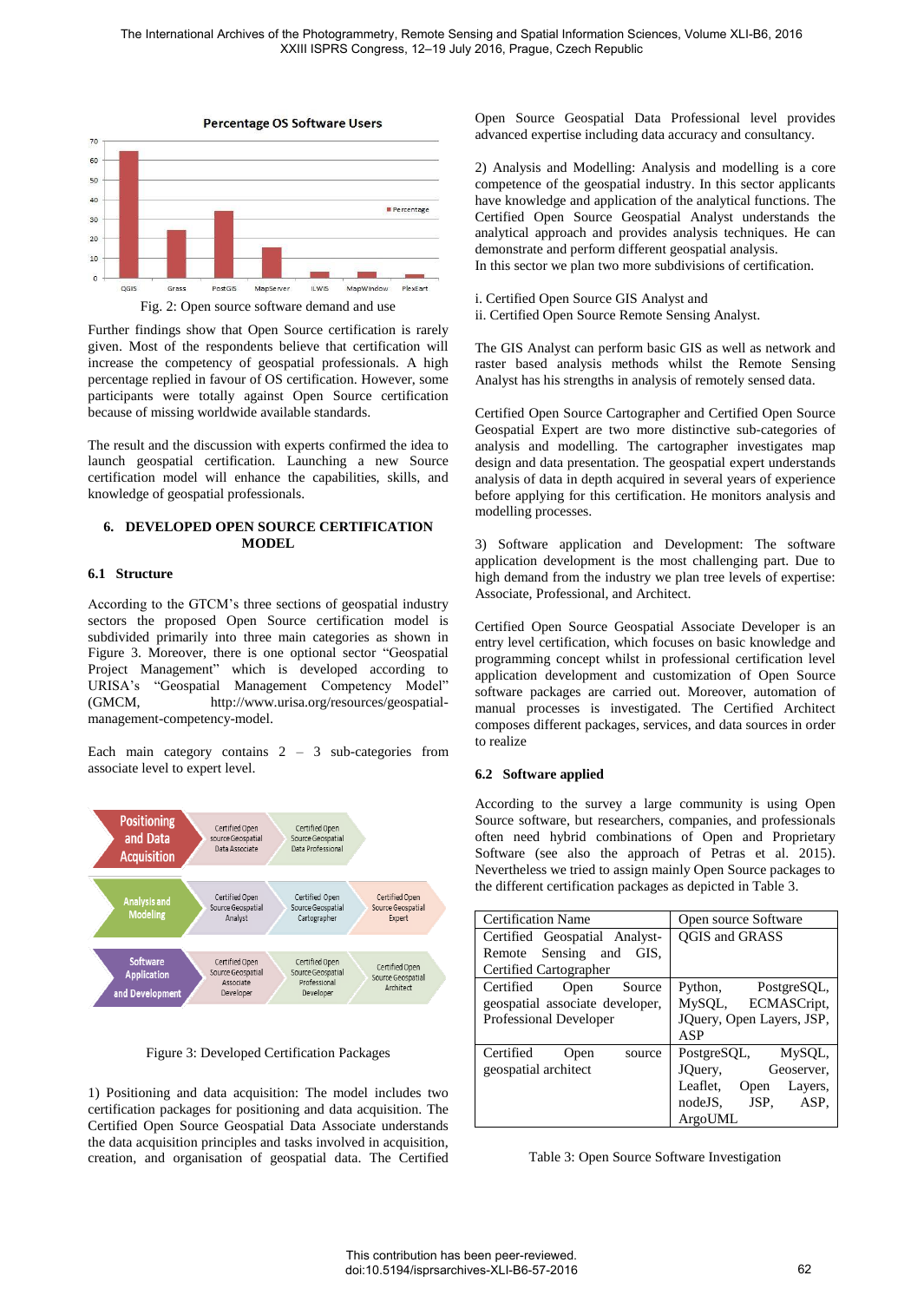Fig. 2: Open source software demand and use

Further findings show that Open Source certification is rarely given. Most of the respondents believe that certification will increase the competency of geospatial professionals. A high percentage replied in favour of OS certification. However, some participants were totally against Open Source certification because of missing worldwide available standards.

The result and the discussion with experts confirmed the idea to launch geospatial certification. Launching a new Source certification model will enhance the capabilities, skills, and knowledge of geospatial professionals.

## 6. DEVELOPED OPEN SOURCE CERTIFICATION MODEL

### 6.1 Structure

According to the GTCM's three sections of geospatial industry sectors the proposed Open Source certification model is subdivided primarily into three main categories as shown in Figure 3. Moreover, there is one optional sector "Geospatial Project Management" which is developed according to URISA's "Geospatial Management Competency Model" (GMCM, http://www.urisa.org/resources/geospatial-management-competency-model.

Each main category contains 2 – 3 sub-categories from associate level to expert level.

Figure 3: Developed Certification Packages

1) Positioning and data acquisition: The model includes two certification packages for positioning and data acquisition. The Certified Open Source Geospatial Data Associate understands the data acquisition principles and tasks involved in acquisition, creation, and organisation of geospatial data. The Certified Open Source Geospatial Data Professional level provides advanced expertise including data accuracy and consultancy.

2) Analysis and Modelling: Analysis and modelling is a core competence of the geospatial industry. In this sector applicants have knowledge and application of the analytical functions. The Certified Open Source Geospatial Analyst understands the analytical approach and provides analysis techniques. He can demonstrate and perform different geospatial analysis.
In this sector we plan two more subdivisions of certification.

i. Certified Open Source GIS Analyst and
ii. Certified Open Source Remote Sensing Analyst.

The GIS Analyst can perform basic GIS as well as network and raster based analysis methods whilst the Remote Sensing Analyst has his strengths in analysis of remotely sensed data.

Certified Open Source Cartographer and Certified Open Source Geospatial Expert are two more distinctive sub-categories of analysis and modelling. The cartographer investigates map design and data presentation. The geospatial expert understands analysis of data in depth acquired in several years of experience before applying for this certification. He monitors analysis and modelling processes.

3) Software application and Development: The software application development is the most challenging part. Due to high demand from the industry we plan tree levels of expertise: Associate, Professional, and Architect.

Certified Open Source Geospatial Associate Developer is an entry level certification, which focuses on basic knowledge and programming concept whilst in professional certification level application development and customization of Open Source software packages are carried out. Moreover, automation of manual processes is investigated. The Certified Architect composes different packages, services, and data sources in order to realize

### 6.2 Software applied

According to the survey a large community is using Open Source software, but researchers, companies, and professionals often need hybrid combinations of Open and Proprietary Software (see also the approach of Petras et al. 2015). Nevertheless we tried to assign mainly Open Source packages to the different certification packages as depicted in Table 3.

| Certification Name | Open source Software |
|---|---|
| Certified Geospatial Analyst-Remote Sensing and GIS, Certified Cartographer | QGIS and GRASS |
| Certified Open Source geospatial associate developer, Professional Developer | Python, PostgreSQL, MySQL, ECMAScript, JQuery, Open Layers, JSP, ASP |
| Certified Open source geospatial architect | PostgreSQL, MySQL, JQuery, Geoserver, Leaflet, Open Layers, nodeJS, JSP, ASP, ArgoUML |

Table 3: Open Source Software Investigation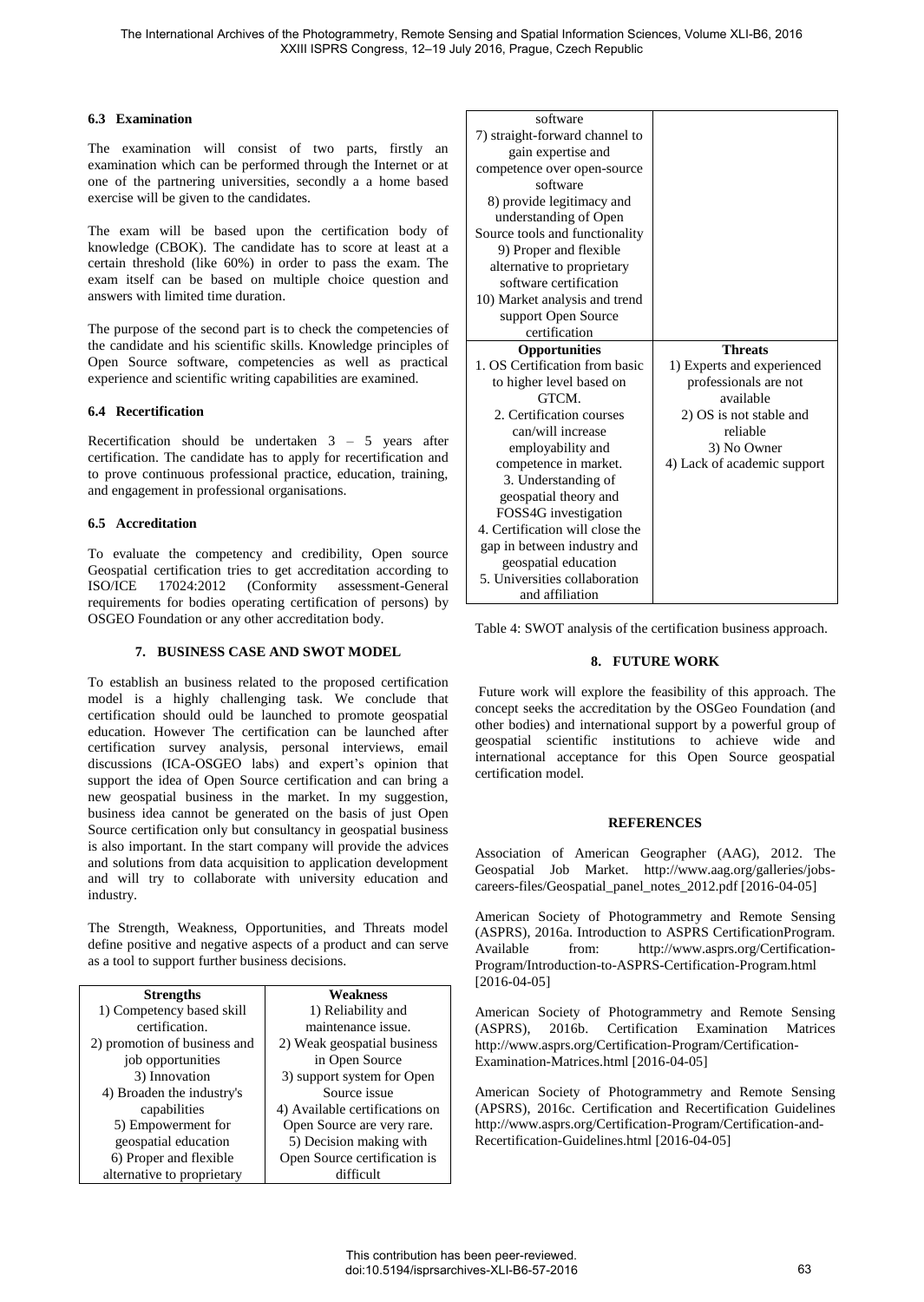### 6.3 Examination

The examination will consist of two parts, firstly an examination which can be performed through the Internet or at one of the partnering universities, secondly a a home based exercise will be given to the candidates.

The exam will be based upon the certification body of knowledge (CBOK). The candidate has to score at least at a certain threshold (like 60%) in order to pass the exam. The exam itself can be based on multiple choice question and answers with limited time duration.

The purpose of the second part is to check the competencies of the candidate and his scientific skills. Knowledge principles of Open Source software, competencies as well as practical experience and scientific writing capabilities are examined.

### 6.4 Recertification

Recertification should be undertaken 3 – 5 years after certification. The candidate has to apply for recertification and to prove continuous professional practice, education, training, and engagement in professional organisations.

### 6.5 Accreditation

To evaluate the competency and credibility, Open source Geospatial certification tries to get accreditation according to ISO/ICE 17024:2012 (Conformity assessment-General requirements for bodies operating certification of persons) by OSGEO Foundation or any other accreditation body.

## 7. BUSINESS CASE AND SWOT MODEL

To establish an business related to the proposed certification model is a highly challenging task. We conclude that certification should ould be launched to promote geospatial education. However The certification can be launched after certification survey analysis, personal interviews, email discussions (ICA-OSGEO labs) and expert's opinion that support the idea of Open Source certification and can bring a new geospatial business in the market. In my suggestion, business idea cannot be generated on the basis of just Open Source certification only but consultancy in geospatial business is also important. In the start company will provide the advices and solutions from data acquisition to application development and will try to collaborate with university education and industry.

The Strength, Weakness, Opportunities, and Threats model define positive and negative aspects of a product and can serve as a tool to support further business decisions.

| Strengths | Weakness |
|---|---|
| 1) Competency based skill certification.<br>2) promotion of business and job opportunities<br>3) Innovation<br>4) Broaden the industry's capabilities<br>5) Empowerment for geospatial education<br>6) Proper and flexible alternative to proprietary software<br>7) straight-forward channel to gain expertise and competence over open-source software<br>8) provide legitimacy and understanding of Open Source tools and functionality<br>9) Proper and flexible alternative to proprietary software certification<br>10) Market analysis and trend support Open Source certification | 1) Reliability and maintenance issue.<br>2) Weak geospatial business in Open Source<br>3) support system for Open Source issue<br>4) Available certifications on Open Source are very rare.<br>5) Decision making with Open Source certification is difficult |
| **Opportunities** | **Threats** |
| 1. OS Certification from basic to higher level based on GTCM.<br>2. Certification courses can/will increase employability and competence in market.<br>3. Understanding of geospatial theory and FOSS4G investigation<br>4. Certification will close the gap in between industry and geospatial education<br>5. Universities collaboration and affiliation | 1) Experts and experienced professionals are not available<br>2) OS is not stable and reliable<br>3) No Owner<br>4) Lack of academic support |

Table 4: SWOT analysis of the certification business approach.

## 8. FUTURE WORK

Future work will explore the feasibility of this approach. The concept seeks the accreditation by the OSGeo Foundation (and other bodies) and international support by a powerful group of geospatial scientific institutions to achieve wide and international acceptance for this Open Source geospatial certification model.

## REFERENCES

Association of American Geographer (AAG), 2012. The Geospatial Job Market. http://www.aag.org/galleries/jobs-careers-files/Geospatial_panel_notes_2012.pdf [2016-04-05]

American Society of Photogrammetry and Remote Sensing (ASPRS), 2016a. Introduction to ASPRS CertificationProgram. Available from: http://www.asprs.org/Certification-Program/Introduction-to-ASPRS-Certification-Program.html [2016-04-05]

American Society of Photogrammetry and Remote Sensing (ASPRS), 2016b. Certification Examination Matrices http://www.asprs.org/Certification-Program/Certification-Examination-Matrices.html [2016-04-05]

American Society of Photogrammetry and Remote Sensing (APSRS), 2016c. Certification and Recertification Guidelines http://www.asprs.org/Certification-Program/Certification-and-Recertification-Guidelines.html [2016-04-05]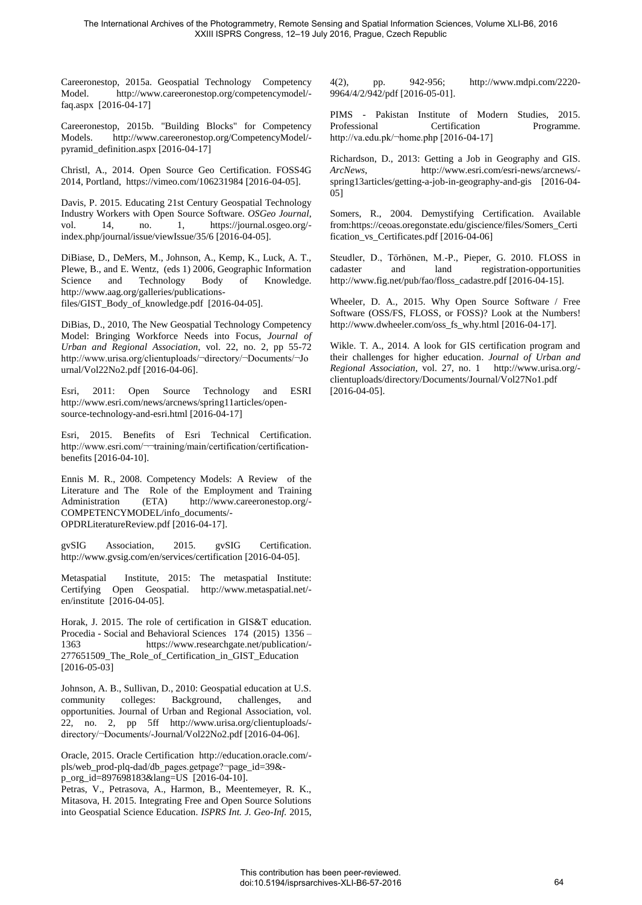Careeronestop, 2015a. Geospatial Technology Competency Model. http://www.careeronestop.org/competencymodel/-faq.aspx [2016-04-17]

Careeronestop, 2015b. "Building Blocks" for Competency Models. http://www.careeronestop.org/CompetencyModel/-pyramid_definition.aspx [2016-04-17]

Christl, A., 2014. Open Source Geo Certification. FOSS4G 2014, Portland, https://vimeo.com/106231984 [2016-04-05].

Davis, P. 2015. Educating 21st Century Geospatial Technology Industry Workers with Open Source Software. *OSGeo Journal*, vol. 14, no. 1, https://journal.osgeo.org/-index.php/journal/issue/viewIssue/35/6 [2016-04-05].

DiBiase, D., DeMers, M., Johnson, A., Kemp, K., Luck, A. T., Plewe, B., and E. Wentz, (eds 1) 2006, Geographic Information Science and Technology Body of Knowledge. http://www.aag.org/galleries/publications-files/GIST_Body_of_knowledge.pdf [2016-04-05].

DiBias, D., 2010, The New Geospatial Technology Competency Model: Bringing Workforce Needs into Focus, *Journal of Urban and Regional Association*, vol. 22, no. 2, pp 55-72 http://www.urisa.org/clientuploads/¬directory/¬Documents/¬Journal/Vol22No2.pdf [2016-04-06].

Esri, 2011: Open Source Technology and ESRI http://www.esri.com/news/arcnews/spring11articles/open-source-technology-and-esri.html [2016-04-17]

Esri, 2015. Benefits of Esri Technical Certification. http://www.esri.com/¬¬training/main/certification/certification-benefits [2016-04-10].

Ennis M. R., 2008. Competency Models: A Review of the Literature and The Role of the Employment and Training Administration (ETA) http://www.careeronestop.org/-COMPETENCYMODEL/info_documents/-OPDRLiteratureReview.pdf [2016-04-17].

gvSIG Association, 2015. gvSIG Certification. http://www.gvsig.com/en/services/certification [2016-04-05].

Metaspatial Institute, 2015: The metaspatial Institute: Certifying Open Geospatial. http://www.metaspatial.net/-en/institute [2016-04-05].

Horak, J. 2015. The role of certification in GIS&T education. Procedia - Social and Behavioral Sciences 174 (2015) 1356 – 1363 https://www.researchgate.net/publication/-277651509_The_Role_of_Certification_in_GIST_Education [2016-05-03]

Johnson, A. B., Sullivan, D., 2010: Geospatial education at U.S. community colleges: Background, challenges, and opportunities. Journal of Urban and Regional Association, vol. 22, no. 2, pp 5ff http://www.urisa.org/clientuploads/-directory/¬Documents/-Journal/Vol22No2.pdf [2016-04-06].

Oracle, 2015. Oracle Certification http://education.oracle.com/-pls/web_prod-plq-dad/db_pages.getpage?¬page_id=39&-p_org_id=897698183&lang=US [2016-04-10].

Petras, V., Petrasova, A., Harmon, B., Meentemeyer, R. K., Mitasova, H. 2015. Integrating Free and Open Source Solutions into Geospatial Science Education. *ISPRS Int. J. Geo-Inf.* 2015, 4(2), pp. 942-956; http://www.mdpi.com/2220-9964/4/2/942/pdf [2016-05-01].

PIMS - Pakistan Institute of Modern Studies, 2015. Professional Certification Programme. http://va.edu.pk/¬home.php [2016-04-17]

Richardson, D., 2013: Getting a Job in Geography and GIS. *ArcNews*, http://www.esri.com/esri-news/arcnews/-spring13articles/getting-a-job-in-geography-and-gis [2016-04-05]

Somers, R., 2004. Demystifying Certification. Available from:https://ceoas.oregonstate.edu/giscience/files/Somers_Certification_vs_Certificates.pdf [2016-04-06]

Steudler, D., Törhönen, M.-P., Pieper, G. 2010. FLOSS in cadaster and land registration-opportunities http://www.fig.net/pub/fao/floss_cadastre.pdf [2016-04-15].

Wheeler, D. A., 2015. Why Open Source Software / Free Software (OSS/FS, FLOSS, or FOSS)? Look at the Numbers! http://www.dwheeler.com/oss_fs_why.html [2016-04-17].

Wikle. T. A., 2014. A look for GIS certification program and their challenges for higher education. *Journal of Urban and Regional Association*, vol. 27, no. 1 http://www.urisa.org/-clientuploads/directory/Documents/Journal/Vol27No1.pdf [2016-04-05].